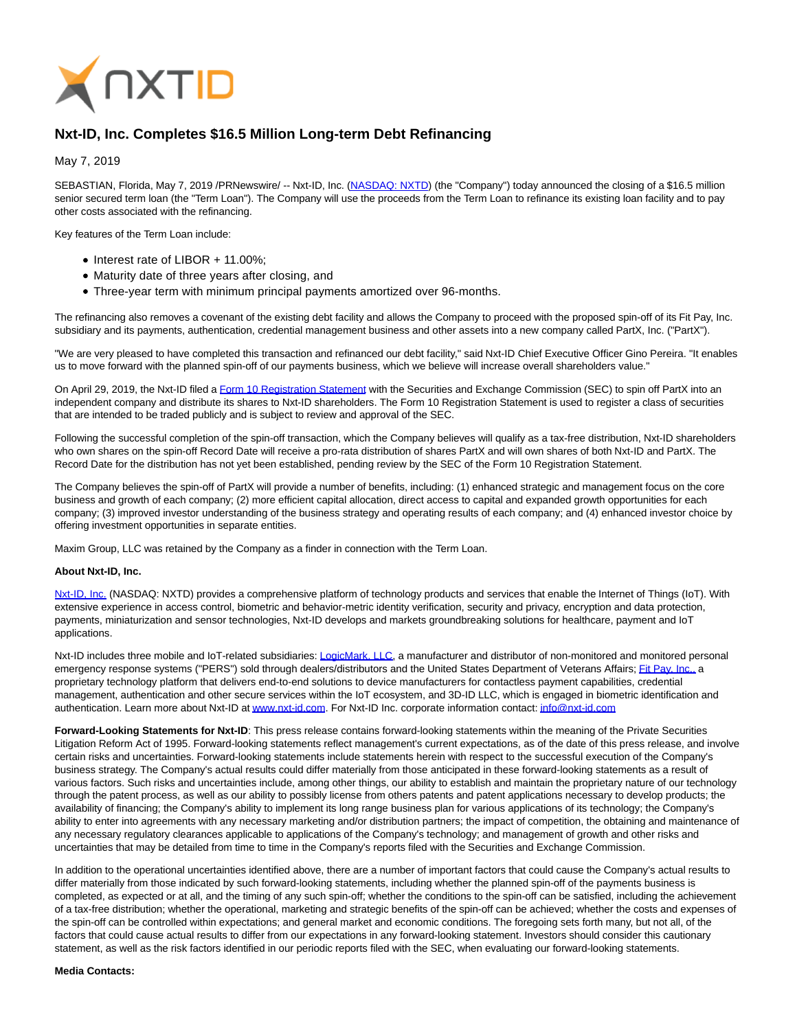# Nxt-ID, Inc. Completes $16.5 Million Long-term Debt Refinancing

May 7, 2019

SEBASTIAN, Florida, May 7, 2019 /PRNewswire/ -- Nxt-ID, Inc. (NASDAQ: NXTD) (the "Company") today announced the closing of a $16.5 million senior secured term loan (the "Term Loan"). The Company will use the proceeds from the Term Loan to refinance its existing loan facility and to pay other costs associated with the refinancing.

Key features of the Term Loan include:

- Interest rate of LIBOR + 11.00%;
- Maturity date of three years after closing, and
- Three-year term with minimum principal payments amortized over 96-months.

The refinancing also removes a covenant of the existing debt facility and allows the Company to proceed with the proposed spin-off of its Fit Pay, Inc. subsidiary and its payments, authentication, credential management business and other assets into a new company called PartX, Inc. ("PartX").

"We are very pleased to have completed this transaction and refinanced our debt facility," said Nxt-ID Chief Executive Officer Gino Pereira. "It enables us to move forward with the planned spin-off of our payments business, which we believe will increase overall shareholders value."

On April 29, 2019, the Nxt-ID filed a Form 10 Registration Statement with the Securities and Exchange Commission (SEC) to spin off PartX into an independent company and distribute its shares to Nxt-ID shareholders. The Form 10 Registration Statement is used to register a class of securities that are intended to be traded publicly and is subject to review and approval of the SEC.

Following the successful completion of the spin-off transaction, which the Company believes will qualify as a tax-free distribution, Nxt-ID shareholders who own shares on the spin-off Record Date will receive a pro-rata distribution of shares PartX and will own shares of both Nxt-ID and PartX. The Record Date for the distribution has not yet been established, pending review by the SEC of the Form 10 Registration Statement.

The Company believes the spin-off of PartX will provide a number of benefits, including: (1) enhanced strategic and management focus on the core business and growth of each company; (2) more efficient capital allocation, direct access to capital and expanded growth opportunities for each company; (3) improved investor understanding of the business strategy and operating results of each company; and (4) enhanced investor choice by offering investment opportunities in separate entities.

Maxim Group, LLC was retained by the Company as a finder in connection with the Term Loan.

**About Nxt-ID, Inc.**

Nxt-ID, Inc. (NASDAQ: NXTD) provides a comprehensive platform of technology products and services that enable the Internet of Things (IoT). With extensive experience in access control, biometric and behavior-metric identity verification, security and privacy, encryption and data protection, payments, miniaturization and sensor technologies, Nxt-ID develops and markets groundbreaking solutions for healthcare, payment and IoT applications.

Nxt-ID includes three mobile and IoT-related subsidiaries: LogicMark, LLC, a manufacturer and distributor of non-monitored and monitored personal emergency response systems ("PERS") sold through dealers/distributors and the United States Department of Veterans Affairs; Fit Pay, Inc., a proprietary technology platform that delivers end-to-end solutions to device manufacturers for contactless payment capabilities, credential management, authentication and other secure services within the IoT ecosystem, and 3D-ID LLC, which is engaged in biometric identification and authentication. Learn more about Nxt-ID at www.nxt-id.com. For Nxt-ID Inc. corporate information contact: info@nxt-id.com

**Forward-Looking Statements for Nxt-ID**: This press release contains forward-looking statements within the meaning of the Private Securities Litigation Reform Act of 1995. Forward-looking statements reflect management's current expectations, as of the date of this press release, and involve certain risks and uncertainties. Forward-looking statements include statements herein with respect to the successful execution of the Company's business strategy. The Company's actual results could differ materially from those anticipated in these forward-looking statements as a result of various factors. Such risks and uncertainties include, among other things, our ability to establish and maintain the proprietary nature of our technology through the patent process, as well as our ability to possibly license from others patents and patent applications necessary to develop products; the availability of financing; the Company's ability to implement its long range business plan for various applications of its technology; the Company's ability to enter into agreements with any necessary marketing and/or distribution partners; the impact of competition, the obtaining and maintenance of any necessary regulatory clearances applicable to applications of the Company's technology; and management of growth and other risks and uncertainties that may be detailed from time to time in the Company's reports filed with the Securities and Exchange Commission.

In addition to the operational uncertainties identified above, there are a number of important factors that could cause the Company's actual results to differ materially from those indicated by such forward-looking statements, including whether the planned spin-off of the payments business is completed, as expected or at all, and the timing of any such spin-off; whether the conditions to the spin-off can be satisfied, including the achievement of a tax-free distribution; whether the operational, marketing and strategic benefits of the spin-off can be achieved; whether the costs and expenses of the spin-off can be controlled within expectations; and general market and economic conditions. The foregoing sets forth many, but not all, of the factors that could cause actual results to differ from our expectations in any forward-looking statement. Investors should consider this cautionary statement, as well as the risk factors identified in our periodic reports filed with the SEC, when evaluating our forward-looking statements.

**Media Contacts:**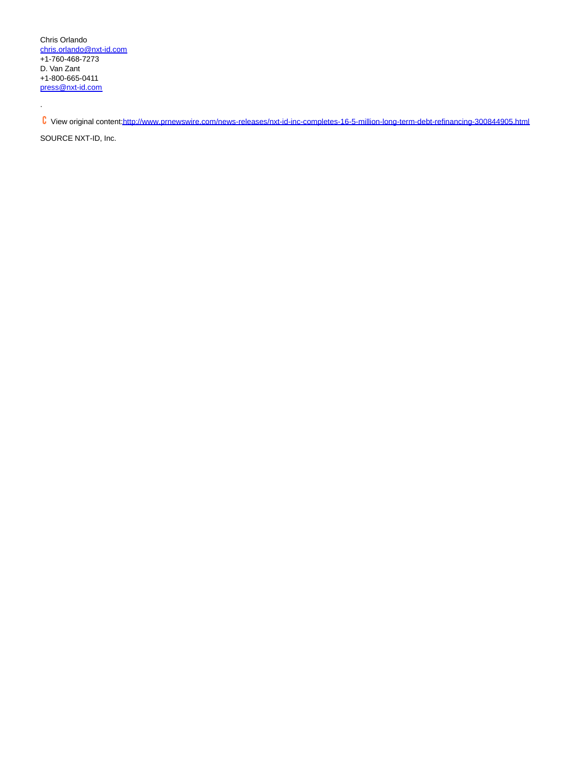Chris Orlando
chris.orlando@nxt-id.com
+1-760-468-7273
D. Van Zant
+1-800-665-0411
press@nxt-id.com

.

View original content:http://www.prnewswire.com/news-releases/nxt-id-inc-completes-16-5-million-long-term-debt-refinancing-300844905.html

SOURCE NXT-ID, Inc.